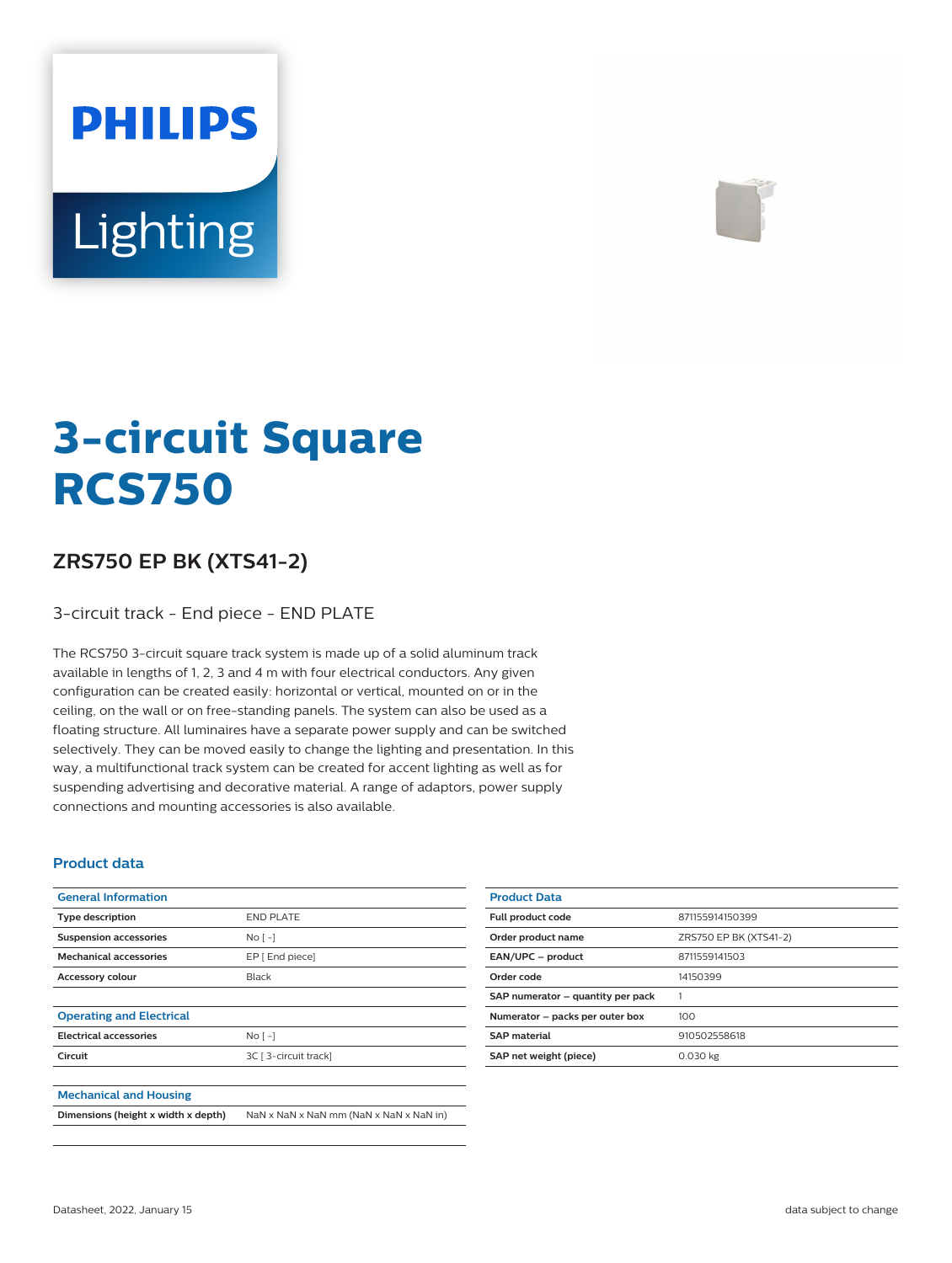PHILIPS

Lighting

# 3-circuit Square RCS750

## ZRS750 EP BK (XTS41-2)

3-circuit track - End piece - END PLATE

The RCS750 3-circuit square track system is made up of a solid aluminum track available in lengths of 1, 2, 3 and 4 m with four electrical conductors. Any given configuration can be created easily: horizontal or vertical, mounted on or in the ceiling, on the wall or on free-standing panels. The system can also be used as a floating structure. All luminaires have a separate power supply and can be switched selectively. They can be moved easily to change the lighting and presentation. In this way, a multifunctional track system can be created for accent lighting as well as for suspending advertising and decorative material. A range of adaptors, power supply connections and mounting accessories is also available.

### Product data

| General Information | |
| --- | --- |
| Type description | END PLATE |
| Suspension accessories | No [ -] |
| Mechanical accessories | EP [ End piece] |
| Accessory colour | Black |

| Operating and Electrical | |
| --- | --- |
| Electrical accessories | No [ -] |
| Circuit | 3C [ 3-circuit track] |

| Mechanical and Housing | |
| --- | --- |
| Dimensions (height x width x depth) | NaN x NaN x NaN mm (NaN x NaN x NaN in) |

| Product Data | |
| --- | --- |
| Full product code | 871155914150399 |
| Order product name | ZRS750 EP BK (XTS41-2) |
| EAN/UPC – product | 8711559141503 |
| Order code | 14150399 |
| SAP numerator – quantity per pack | 1 |
| Numerator – packs per outer box | 100 |
| SAP material | 910502558618 |
| SAP net weight (piece) | 0.030 kg |

Datasheet, 2022, January 15

data subject to change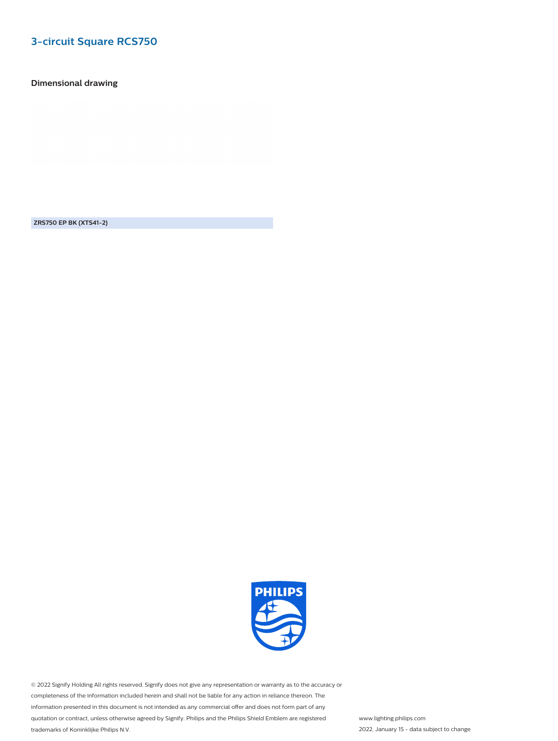# 3-circuit Square RCS750

## Dimensional drawing

**ZRS750 EP BK (XTS41-2)**

© 2022 Signify Holding All rights reserved. Signify does not give any representation or warranty as to the accuracy or completeness of the information included herein and shall not be liable for any action in reliance thereon. The information presented in this document is not intended as any commercial offer and does not form part of any quotation or contract, unless otherwise agreed by Signify. Philips and the Philips Shield Emblem are registered trademarks of Koninklijke Philips N.V.

www.lighting.philips.com

2022, January 15 - data subject to change